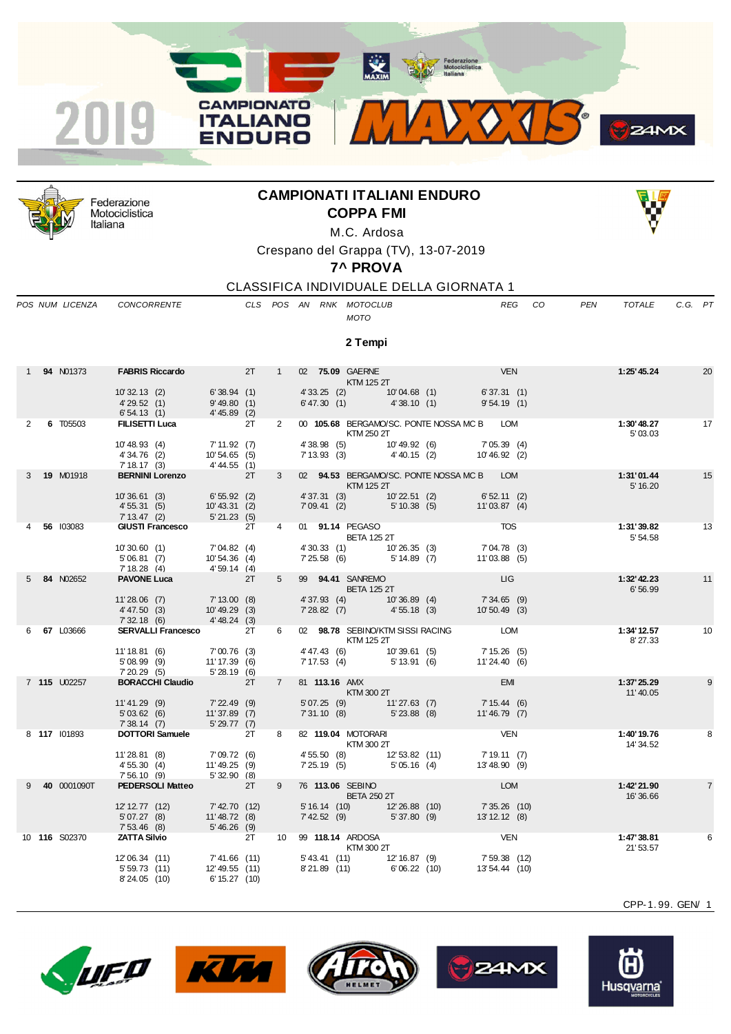# CAMPIONATI ITALIANI ENDURO

## COPPA FMI

M.C. Ardosa

Crespano del Grappa (TV), 13-07-2019

### 7^ PROVA

CLASSIFICA INDIVIDUALE DELLA GIORNATA 1

**2 Tempi**

| POS | NUM | LICENZA | CONCORRENTE | CLS | POS | AN | RNK | MOTOCLUB / MOTO | REG | CO | PEN | TOTALE | C.G. | PT |
|---|---|---|---|---|---|---|---|---|---|---|---|---|---|---|
| 1 | **94** | N01373 | **FABRIS Riccardo** | 2T | 1 | 02 | **75.09** | GAERNE / KTM 125 2T | VEN | | | **1:25'45.24** | | 20 |
| | | | 10'32.13 (2) / 6'38.94 (1) / 4'33.25 (2) / 10'04.68 (1) / 6'37.31 (1) / 4'29.52 (1) / 9'49.80 (1) / 6'47.30 (1) / 4'38.10 (1) / 9'54.19 (1) / 6'54.13 (1) / 4'45.89 (2) | | | | | | | | | | | |
| 2 | **6** | T05503 | **FILISETTI Luca** | 2T | 2 | 00 | **105.68** | BERGAMO/SC. PONTE NOSSA MC B / KTM 250 2T | LOM | | | **1:30'48.27** | 5'03.03 | 17 |
| | | | 10'48.93 (4) / 7'11.92 (7) / 4'38.98 (5) / 10'49.92 (6) / 7'05.39 (4) / 4'34.76 (2) / 10'54.65 (5) / 7'13.93 (3) / 4'40.15 (2) / 10'46.92 (2) / 7'18.17 (3) / 4'44.55 (1) | | | | | | | | | | | |
| 3 | **19** | M01918 | **BERNINI Lorenzo** | 2T | 3 | 02 | **94.53** | BERGAMO/SC. PONTE NOSSA MC B / KTM 125 2T | LOM | | | **1:31'01.44** | 5'16.20 | 15 |
| | | | 10'36.61 (3) / 6'55.92 (2) / 4'37.31 (3) / 10'22.51 (2) / 6'52.11 (2) / 4'55.31 (5) / 10'43.31 (2) / 7'09.41 (2) / 5'10.38 (5) / 11'03.87 (4) / 7'13.47 (2) / 5'21.23 (5) | | | | | | | | | | | |
| 4 | **56** | I03083 | **GIUSTI Francesco** | 2T | 4 | 01 | **91.14** | PEGASO / BETA 125 2T | TOS | | | **1:31'39.82** | 5'54.58 | 13 |
| | | | 10'30.60 (1) / 7'04.82 (4) / 4'30.33 (1) / 10'26.35 (3) / 7'04.78 (3) / 5'06.81 (7) / 10'54.36 (4) / 7'25.58 (6) / 5'14.89 (7) / 11'03.88 (5) / 7'18.28 (4) / 4'59.14 (4) | | | | | | | | | | | |
| 5 | **84** | N02652 | **PAVONE Luca** | 2T | 5 | 99 | **94.41** | SANREMO / BETA 125 2T | LIG | | | **1:32'42.23** | 6'56.99 | 11 |
| | | | 11'28.06 (7) / 7'13.00 (8) / 4'37.93 (4) / 10'36.89 (4) / 7'34.65 (9) / 4'47.50 (3) / 10'49.29 (3) / 7'28.82 (7) / 4'55.18 (3) / 10'50.49 (3) / 7'32.18 (6) / 4'48.24 (3) | | | | | | | | | | | |
| 6 | **67** | L03666 | **SERVALLI Francesco** | 2T | 6 | 02 | **98.78** | SEBINO/KTM SISSI RACING / KTM 125 2T | LOM | | | **1:34'12.57** | 8'27.33 | 10 |
| | | | 11'18.81 (6) / 7'00.76 (3) / 4'47.43 (6) / 10'39.61 (5) / 7'15.26 (5) / 5'08.99 (9) / 11'17.39 (6) / 7'17.53 (4) / 5'13.91 (6) / 11'24.40 (6) / 7'20.29 (5) / 5'28.19 (6) | | | | | | | | | | | |
| 7 | **115** | U02257 | **BORACCHI Claudio** | 2T | 7 | 81 | **113.16** | AMX / KTM 300 2T | EMI | | | **1:37'25.29** | 11'40.05 | 9 |
| | | | 11'41.29 (9) / 7'22.49 (9) / 5'07.25 (9) / 11'27.63 (7) / 7'15.44 (6) / 5'03.62 (6) / 11'37.89 (7) / 7'31.10 (8) / 5'23.88 (8) / 11'46.79 (7) / 7'38.14 (7) / 5'29.77 (7) | | | | | | | | | | | |
| 8 | **117** | I01893 | **DOTTORI Samuele** | 2T | 8 | 82 | **119.04** | MOTORARI / KTM 300 2T | VEN | | | **1:40'19.76** | 14'34.52 | 8 |
| | | | 11'28.81 (8) / 7'09.72 (6) / 4'55.50 (8) / 12'53.82 (11) / 7'19.11 (7) / 4'55.30 (4) / 11'49.25 (9) / 7'25.19 (5) / 5'05.16 (4) / 13'48.90 (9) / 7'56.10 (9) / 5'32.90 (8) | | | | | | | | | | | |
| 9 | **40** | 0001090T | **PEDERSOLI Matteo** | 2T | 9 | 76 | **113.06** | SEBINO / BETA 250 2T | LOM | | | **1:42'21.90** | 16'36.66 | 7 |
| | | | 12'12.77 (12) / 7'42.70 (12) / 5'16.14 (10) / 12'26.88 (10) / 7'35.26 (10) / 5'07.27 (8) / 11'48.72 (8) / 7'42.52 (9) / 5'37.80 (9) / 13'12.12 (8) / 7'53.46 (8) / 5'46.26 (9) | | | | | | | | | | | |
| 10 | **116** | S02370 | **ZATTA Silvio** | 2T | 10 | 99 | **118.14** | ARDOSA / KTM 300 2T | VEN | | | **1:47'38.81** | 21'53.57 | 6 |
| | | | 12'06.34 (11) / 7'41.66 (11) / 5'43.41 (11) / 12'16.87 (9) / 7'59.38 (12) / 5'59.73 (11) / 12'49.55 (11) / 8'21.89 (11) / 6'06.22 (10) / 13'54.44 (10) / 8'24.05 (10) / 6'15.27 (10) | | | | | | | | | | | |

CPP-1.99. GEN/ 1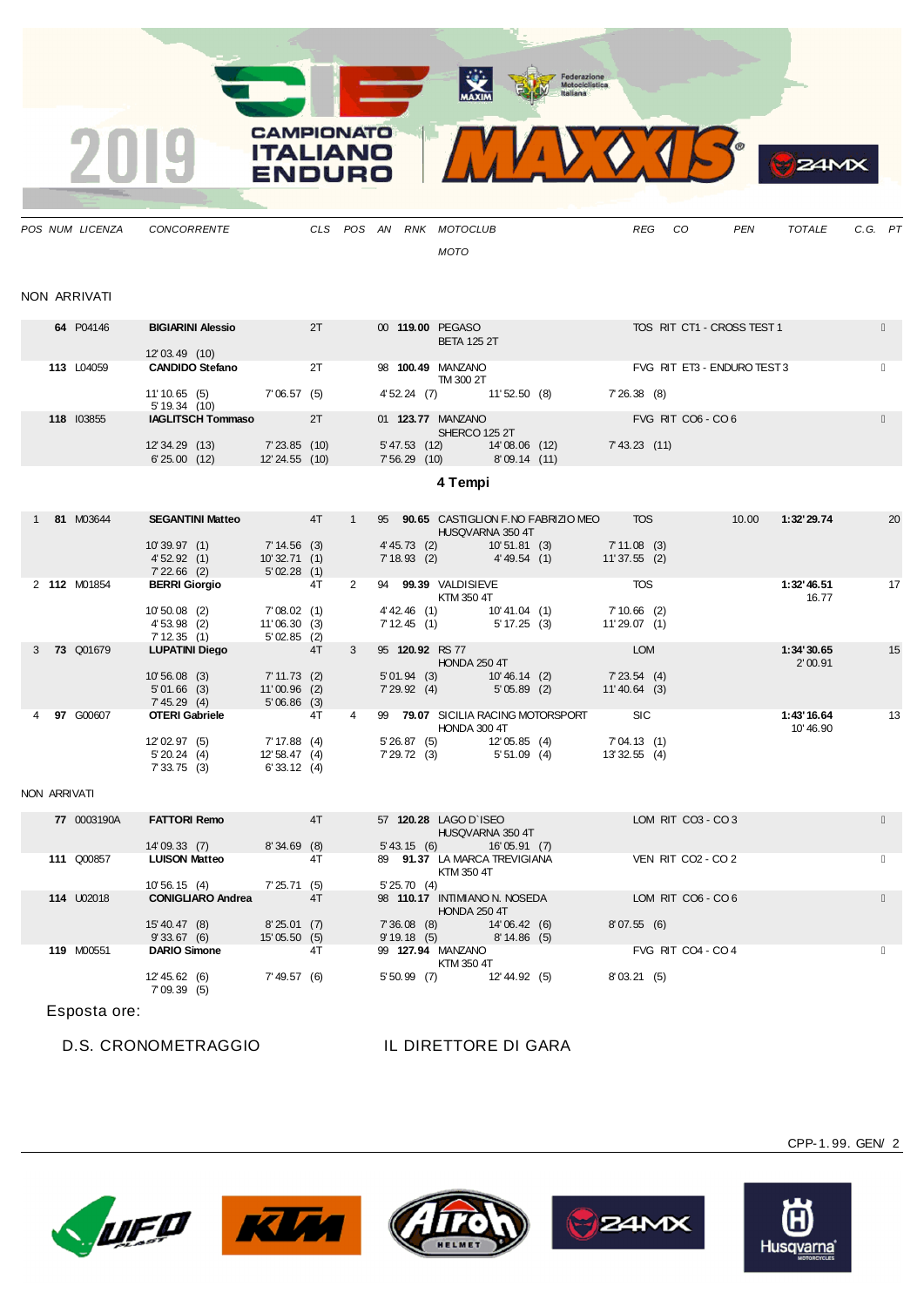| POS | NUM | LICENZA | CONCORRENTE | CLS | POS | AN | RNK | MOTOCLUB / MOTO | REG | CO | PEN | TOTALE | C.G. | PT |
|---|---|---|---|---|---|---|---|---|---|---|---|---|---|---|

NON ARRIVATI

| | NUM | LICENZA | CONCORRENTE | CLS | | AN | RNK | MOTOCLUB / MOTO | REG | | | |
|---|---|---|---|---|---|---|---|---|---|---|---|---|
| | 64 | P04146 | **BIGIARINI Alessio** | 2T | | 00 | **119.00** | PEGASO / BETA 125 2T | TOS | RIT | CT1 - CROSS TEST 1 | |
| | | | 12' 03.49 (10) | | | | | | | | | |
| | 113 | L04059 | **CANDIDO Stefano** | 2T | | 98 | **100.49** | MANZANO / TM 300 2T | FVG | RIT | ET3 - ENDURO TEST 3 | |
| | | | 11' 10.65 (5) / 5' 19.34 (10) | 7' 06.57 (5) | | | | 4' 52.24 (7) / 11' 52.50 (8) | 7' 26.38 (8) | | | |
| | 118 | I03855 | **IAGLITSCH Tommaso** | 2T | | 01 | **123.77** | MANZANO / SHERCO 125 2T | FVG | RIT | CO6 - CO 6 | |
| | | | 12' 34.29 (13) / 6' 25.00 (12) | 7' 23.85 (10) / 12' 24.55 (10) | | | | 5' 47.53 (12) / 14' 08.06 (12) / 7' 56.29 (10) / 8' 09.14 (11) | 7' 43.23 (11) | | | |

## 4 Tempi

| POS | NUM | LICENZA | CONCORRENTE | CLS | POS | AN | RNK | MOTOCLUB / MOTO | REG | CO | PEN | TOTALE | C.G. | PT |
|---|---|---|---|---|---|---|---|---|---|---|---|---|---|---|
| 1 | 81 | M03644 | **SEGANTINI Matteo** | 4T | 1 | 95 | **90.65** | CASTIGLION F.NO FABRIZIO MEO / HUSQVARNA 350 4T | TOS | | 10.00 | **1:32' 29.74** | | 20 |
| | | | 10' 39.97 (1) / 4' 52.92 (1) / 7' 22.66 (2) | 7' 14.56 (3) / 10' 32.71 (1) / 5' 02.28 (1) | | | | 4' 45.73 (2) / 10' 51.81 (3) / 7' 18.93 (2) / 4' 49.54 (1) | 7' 11.08 (3) / 11' 37.55 (2) | | | | | |
| 2 | 112 | M01854 | **BERRI Giorgio** | 4T | 2 | 94 | **99.39** | VALDISIEVE / KTM 350 4T | TOS | | | **1:32' 46.51** / 16.77 | | 17 |
| | | | 10' 50.08 (2) / 4' 53.98 (2) / 7' 12.35 (1) | 7' 08.02 (1) / 11' 06.30 (3) / 5' 02.85 (2) | | | | 4' 42.46 (1) / 10' 41.04 (1) / 7' 12.45 (1) / 5' 17.25 (3) | 7' 10.66 (2) / 11' 29.07 (1) | | | | | |
| 3 | 73 | Q01679 | **LUPATINI Diego** | 4T | 3 | 95 | **120.92** | RS 77 / HONDA 250 4T | LOM | | | **1:34' 30.65** / 2' 00.91 | | 15 |
| | | | 10' 56.08 (3) / 5' 01.66 (3) / 7' 45.29 (4) | 7' 11.73 (2) / 11' 00.96 (2) / 5' 06.86 (3) | | | | 5' 01.94 (3) / 10' 46.14 (2) / 7' 29.92 (4) / 5' 05.89 (2) | 7' 23.54 (4) / 11' 40.64 (3) | | | | | |
| 4 | 97 | G00607 | **OTERI Gabriele** | 4T | 4 | 99 | **79.07** | SICILIA RACING MOTORSPORT / HONDA 300 4T | SIC | | | **1:43' 16.64** / 10' 46.90 | | 13 |
| | | | 12' 02.97 (5) / 5' 20.24 (4) / 7' 33.75 (3) | 7' 17.88 (4) / 12' 58.47 (4) / 6' 33.12 (4) | | | | 5' 26.87 (5) / 12' 05.85 (4) / 7' 29.72 (3) / 5' 51.09 (4) | 7' 04.13 (1) / 13' 32.55 (4) | | | | | |

NON ARRIVATI

| | NUM | LICENZA | CONCORRENTE | CLS | | AN | RNK | MOTOCLUB / MOTO | REG | | | |
|---|---|---|---|---|---|---|---|---|---|---|---|---|
| | 77 | 0003190A | **FATTORI Remo** | 4T | | 57 | **120.28** | LAGO D`ISEO / HUSQVARNA 350 4T | LOM | RIT | CO3 - CO 3 | |
| | | | 14' 09.33 (7) | 8' 34.69 (8) | | | | 5' 43.15 (6) / 16' 05.91 (7) | | | | |
| | 111 | Q00857 | **LUISON Matteo** | 4T | | 89 | **91.37** | LA MARCA TREVIGIANA / KTM 350 4T | VEN | RIT | CO2 - CO 2 | |
| | | | 10' 56.15 (4) | 7' 25.71 (5) | | | | 5' 25.70 (4) | | | | |
| | 114 | U02018 | **CONIGLIARO Andrea** | 4T | | 98 | **110.17** | INTIMIANO N. NOSEDA / HONDA 250 4T | LOM | RIT | CO6 - CO 6 | |
| | | | 15' 40.47 (8) / 9' 33.67 (6) | 8' 25.01 (7) / 15' 05.50 (5) | | | | 7' 36.08 (8) / 14' 06.42 (6) / 9' 19.18 (5) / 8' 14.86 (5) | 8' 07.55 (6) | | | |
| | 119 | M00551 | **DARIO Simone** | 4T | | 99 | **127.94** | MANZANO / KTM 350 4T | FVG | RIT | CO4 - CO 4 | |
| | | | 12' 45.62 (6) / 7' 09.39 (5) | 7' 49.57 (6) | | | | 5' 50.99 (7) / 12' 44.92 (5) | 8' 03.21 (5) | | | |

Esposta ore:

D.S. CRONOMETRAGGIO

IL DIRETTORE DI GARA

CPP-1.99. GEN/ 2